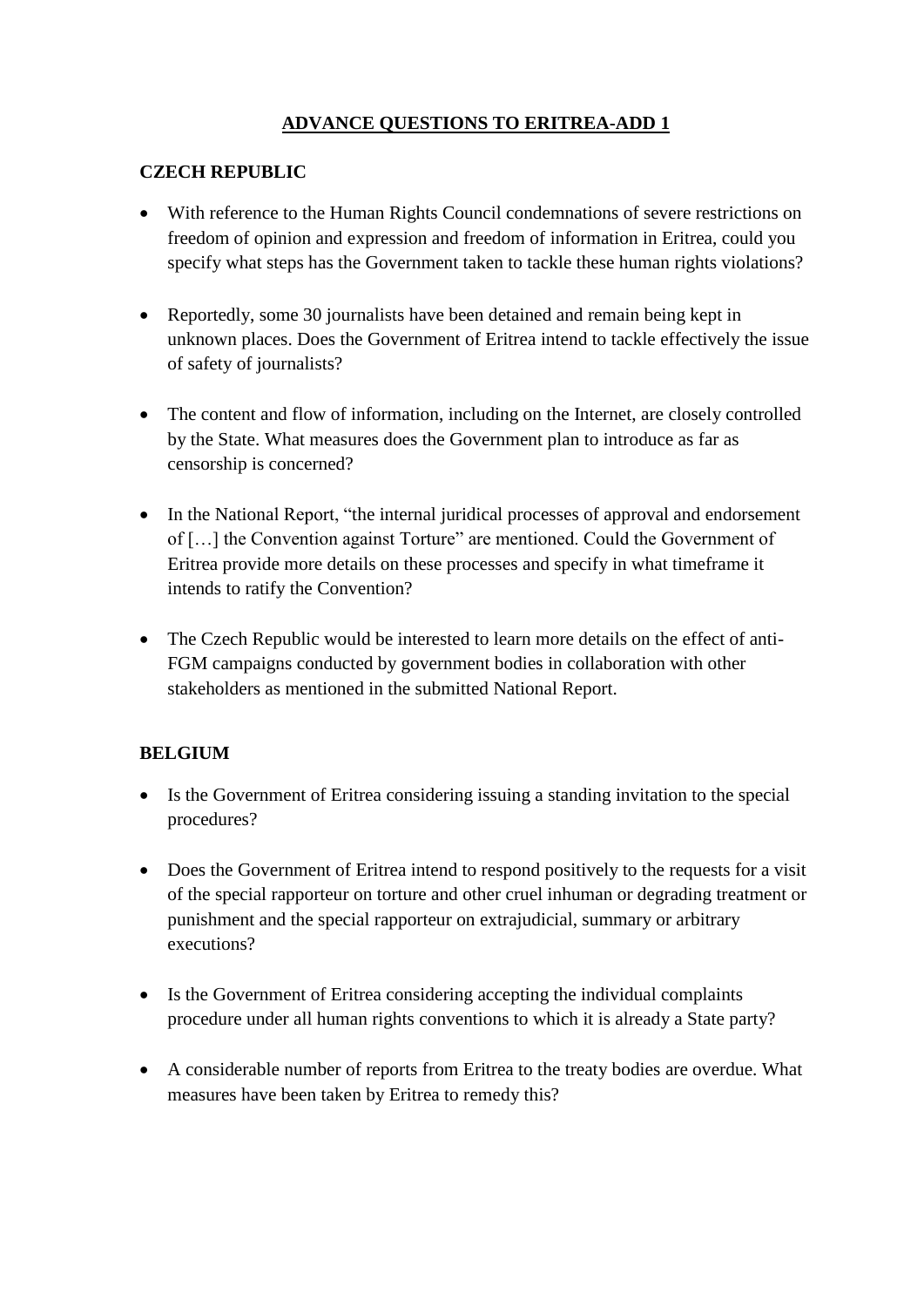# ADVANCE QUESTIONS TO ERITREA-ADD 1

## CZECH REPUBLIC

- With reference to the Human Rights Council condemnations of severe restrictions on freedom of opinion and expression and freedom of information in Eritrea, could you specify what steps has the Government taken to tackle these human rights violations?
- Reportedly, some 30 journalists have been detained and remain being kept in unknown places. Does the Government of Eritrea intend to tackle effectively the issue of safety of journalists?
- The content and flow of information, including on the Internet, are closely controlled by the State. What measures does the Government plan to introduce as far as censorship is concerned?
- In the National Report, "the internal juridical processes of approval and endorsement of […] the Convention against Torture" are mentioned. Could the Government of Eritrea provide more details on these processes and specify in what timeframe it intends to ratify the Convention?
- The Czech Republic would be interested to learn more details on the effect of anti-FGM campaigns conducted by government bodies in collaboration with other stakeholders as mentioned in the submitted National Report.

## BELGIUM

- Is the Government of Eritrea considering issuing a standing invitation to the special procedures?
- Does the Government of Eritrea intend to respond positively to the requests for a visit of the special rapporteur on torture and other cruel inhuman or degrading treatment or punishment and the special rapporteur on extrajudicial, summary or arbitrary executions?
- Is the Government of Eritrea considering accepting the individual complaints procedure under all human rights conventions to which it is already a State party?
- A considerable number of reports from Eritrea to the treaty bodies are overdue. What measures have been taken by Eritrea to remedy this?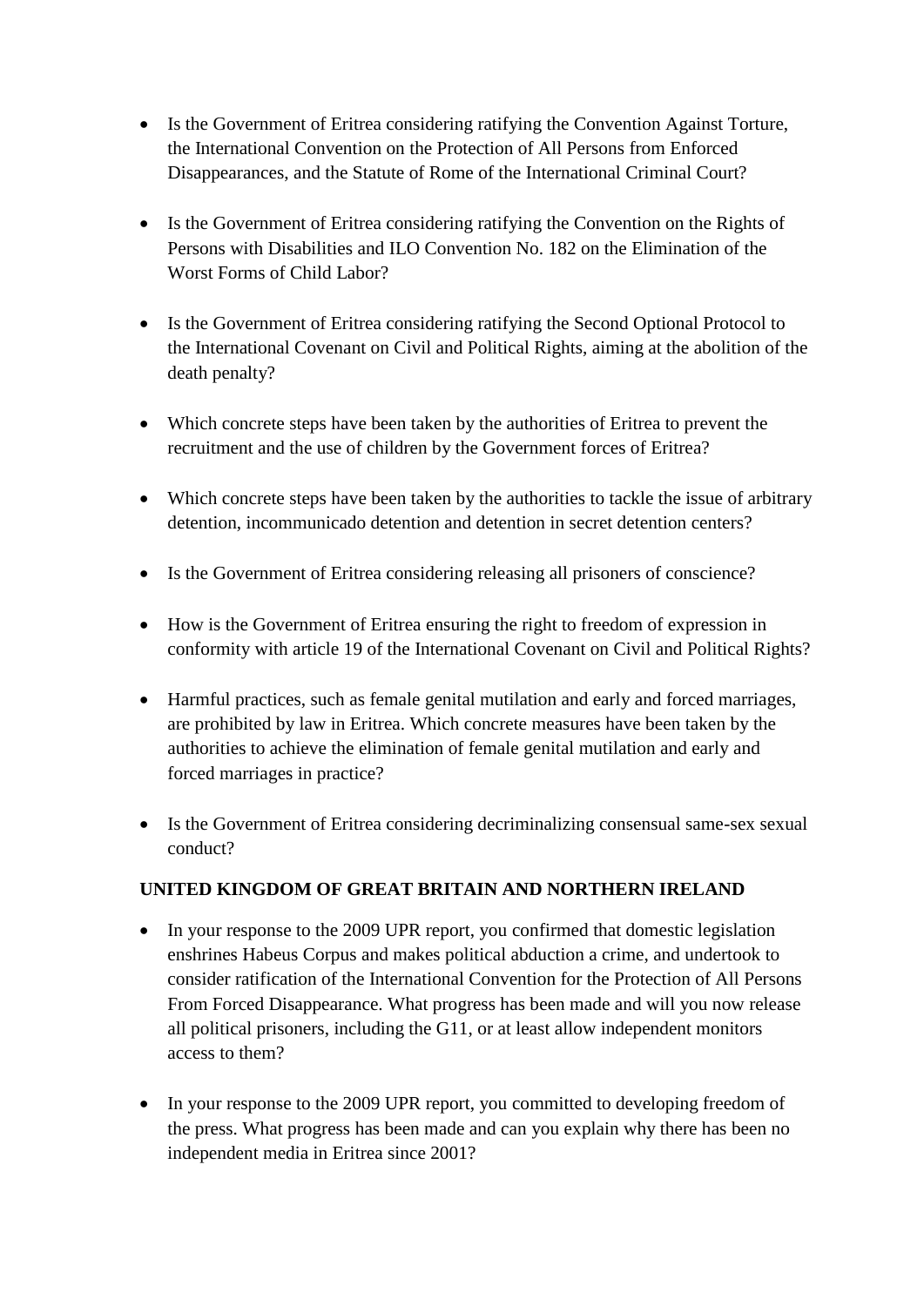- Is the Government of Eritrea considering ratifying the Convention Against Torture, the International Convention on the Protection of All Persons from Enforced Disappearances, and the Statute of Rome of the International Criminal Court?

- Is the Government of Eritrea considering ratifying the Convention on the Rights of Persons with Disabilities and ILO Convention No. 182 on the Elimination of the Worst Forms of Child Labor?

- Is the Government of Eritrea considering ratifying the Second Optional Protocol to the International Covenant on Civil and Political Rights, aiming at the abolition of the death penalty?

- Which concrete steps have been taken by the authorities of Eritrea to prevent the recruitment and the use of children by the Government forces of Eritrea?

- Which concrete steps have been taken by the authorities to tackle the issue of arbitrary detention, incommunicado detention and detention in secret detention centers?

- Is the Government of Eritrea considering releasing all prisoners of conscience?

- How is the Government of Eritrea ensuring the right to freedom of expression in conformity with article 19 of the International Covenant on Civil and Political Rights?

- Harmful practices, such as female genital mutilation and early and forced marriages, are prohibited by law in Eritrea. Which concrete measures have been taken by the authorities to achieve the elimination of female genital mutilation and early and forced marriages in practice?

- Is the Government of Eritrea considering decriminalizing consensual same-sex sexual conduct?

**UNITED KINGDOM OF GREAT BRITAIN AND NORTHERN IRELAND**

- In your response to the 2009 UPR report, you confirmed that domestic legislation enshrines Habeus Corpus and makes political abduction a crime, and undertook to consider ratification of the International Convention for the Protection of All Persons From Forced Disappearance. What progress has been made and will you now release all political prisoners, including the G11, or at least allow independent monitors access to them?

- In your response to the 2009 UPR report, you committed to developing freedom of the press. What progress has been made and can you explain why there has been no independent media in Eritrea since 2001?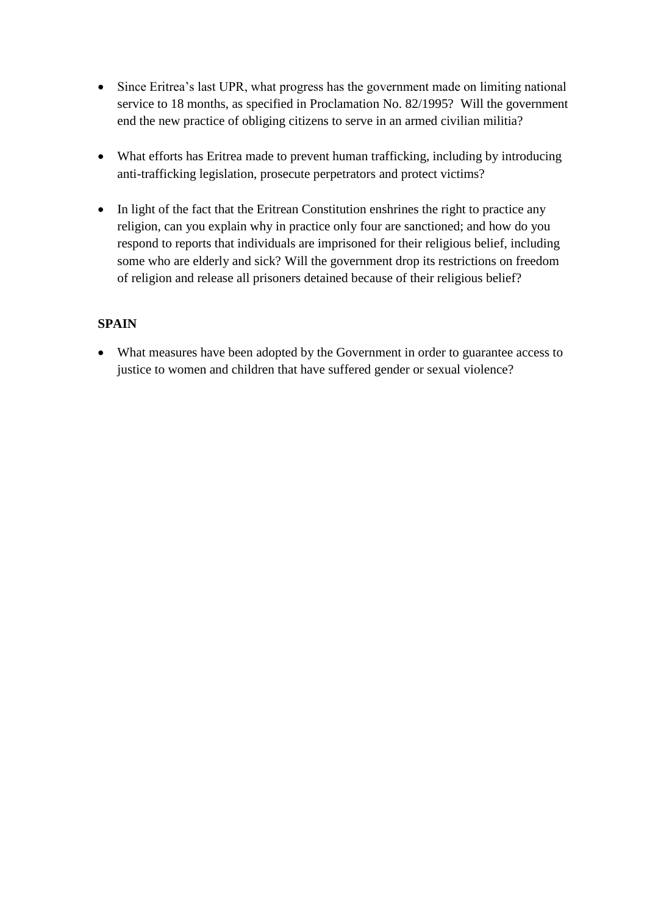- Since Eritrea's last UPR, what progress has the government made on limiting national service to 18 months, as specified in Proclamation No. 82/1995? Will the government end the new practice of obliging citizens to serve in an armed civilian militia?

- What efforts has Eritrea made to prevent human trafficking, including by introducing anti-trafficking legislation, prosecute perpetrators and protect victims?

- In light of the fact that the Eritrean Constitution enshrines the right to practice any religion, can you explain why in practice only four are sanctioned; and how do you respond to reports that individuals are imprisoned for their religious belief, including some who are elderly and sick? Will the government drop its restrictions on freedom of religion and release all prisoners detained because of their religious belief?

**SPAIN**

- What measures have been adopted by the Government in order to guarantee access to justice to women and children that have suffered gender or sexual violence?